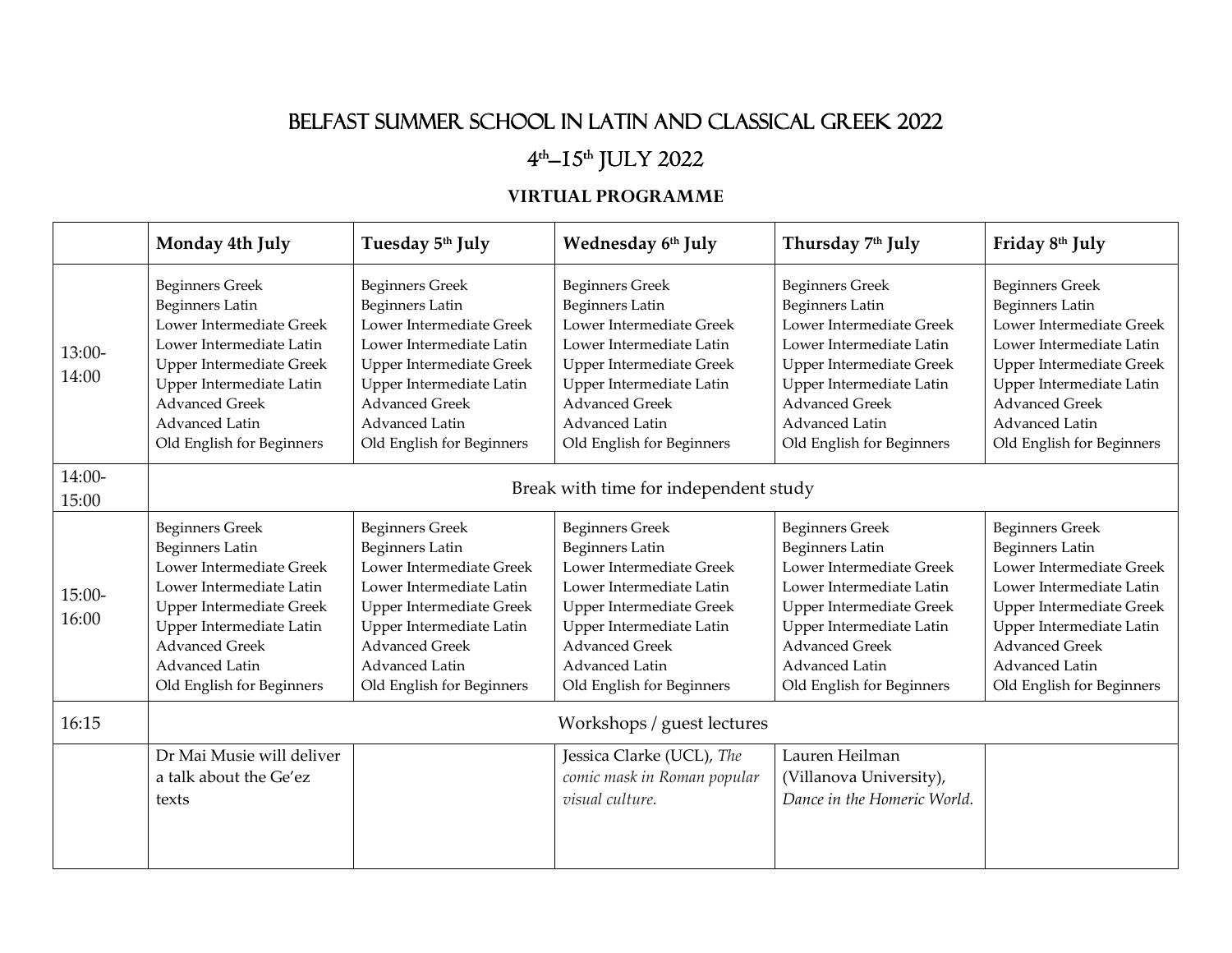# BELFAST SUMMER SCHOOL IN LATIN AND CLASSICAL GREEK 2022

## 4th–15th JULY 2022

**VIRTUAL PROGRAMME**

| | **Monday 4th July** | **Tuesday 5th July** | **Wednesday 6th July** | **Thursday 7th July** | **Friday 8th July** |
|---|---|---|---|---|---|
| 13:00-14:00 | Beginners Greek<br>Beginners Latin<br>Lower Intermediate Greek<br>Lower Intermediate Latin<br>Upper Intermediate Greek<br>Upper Intermediate Latin<br>Advanced Greek<br>Advanced Latin<br>Old English for Beginners | Beginners Greek<br>Beginners Latin<br>Lower Intermediate Greek<br>Lower Intermediate Latin<br>Upper Intermediate Greek<br>Upper Intermediate Latin<br>Advanced Greek<br>Advanced Latin<br>Old English for Beginners | Beginners Greek<br>Beginners Latin<br>Lower Intermediate Greek<br>Lower Intermediate Latin<br>Upper Intermediate Greek<br>Upper Intermediate Latin<br>Advanced Greek<br>Advanced Latin<br>Old English for Beginners | Beginners Greek<br>Beginners Latin<br>Lower Intermediate Greek<br>Lower Intermediate Latin<br>Upper Intermediate Greek<br>Upper Intermediate Latin<br>Advanced Greek<br>Advanced Latin<br>Old English for Beginners | Beginners Greek<br>Beginners Latin<br>Lower Intermediate Greek<br>Lower Intermediate Latin<br>Upper Intermediate Greek<br>Upper Intermediate Latin<br>Advanced Greek<br>Advanced Latin<br>Old English for Beginners |
| 14:00-15:00 | Break with time for independent study | | | | |
| 15:00-16:00 | Beginners Greek<br>Beginners Latin<br>Lower Intermediate Greek<br>Lower Intermediate Latin<br>Upper Intermediate Greek<br>Upper Intermediate Latin<br>Advanced Greek<br>Advanced Latin<br>Old English for Beginners | Beginners Greek<br>Beginners Latin<br>Lower Intermediate Greek<br>Lower Intermediate Latin<br>Upper Intermediate Greek<br>Upper Intermediate Latin<br>Advanced Greek<br>Advanced Latin<br>Old English for Beginners | Beginners Greek<br>Beginners Latin<br>Lower Intermediate Greek<br>Lower Intermediate Latin<br>Upper Intermediate Greek<br>Upper Intermediate Latin<br>Advanced Greek<br>Advanced Latin<br>Old English for Beginners | Beginners Greek<br>Beginners Latin<br>Lower Intermediate Greek<br>Lower Intermediate Latin<br>Upper Intermediate Greek<br>Upper Intermediate Latin<br>Advanced Greek<br>Advanced Latin<br>Old English for Beginners | Beginners Greek<br>Beginners Latin<br>Lower Intermediate Greek<br>Lower Intermediate Latin<br>Upper Intermediate Greek<br>Upper Intermediate Latin<br>Advanced Greek<br>Advanced Latin<br>Old English for Beginners |
| 16:15 | Workshops / guest lectures | | | | |
| | Dr Mai Musie will deliver a talk about the Ge'ez texts | | Jessica Clarke (UCL), *The comic mask in Roman popular visual culture.* | Lauren Heilman (Villanova University), *Dance in the Homeric World.* | |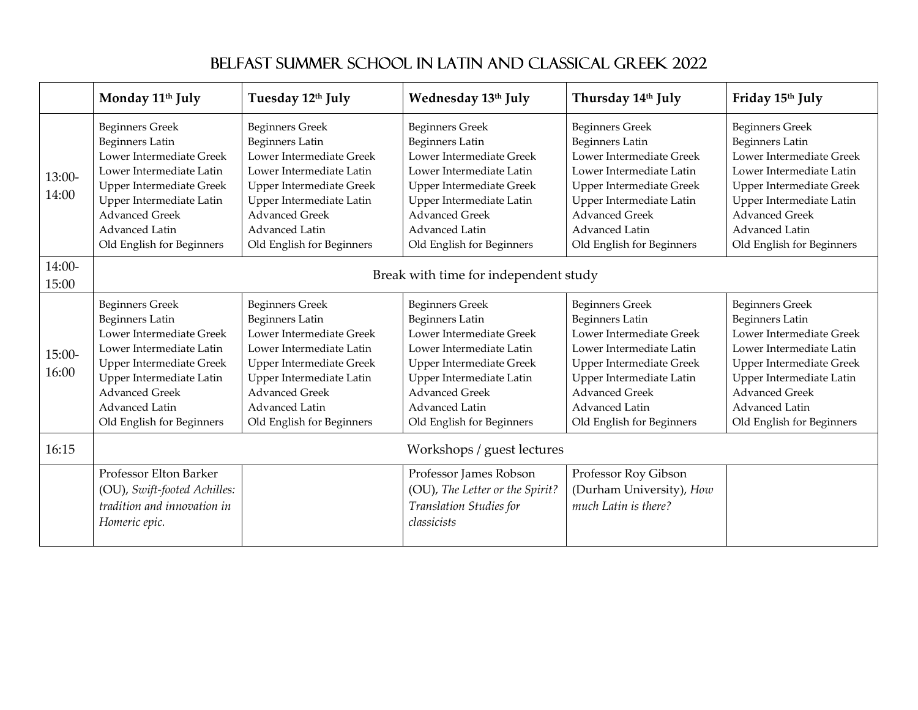# BELFAST SUMMER SCHOOL IN LATIN AND CLASSICAL GREEK 2022

| | Monday 11th July | Tuesday 12th July | Wednesday 13th July | Thursday 14th July | Friday 15th July |
|---|---|---|---|---|---|
| 13:00-14:00 | Beginners Greek<br>Beginners Latin<br>Lower Intermediate Greek<br>Lower Intermediate Latin<br>Upper Intermediate Greek<br>Upper Intermediate Latin<br>Advanced Greek<br>Advanced Latin<br>Old English for Beginners | Beginners Greek<br>Beginners Latin<br>Lower Intermediate Greek<br>Lower Intermediate Latin<br>Upper Intermediate Greek<br>Upper Intermediate Latin<br>Advanced Greek<br>Advanced Latin<br>Old English for Beginners | Beginners Greek<br>Beginners Latin<br>Lower Intermediate Greek<br>Lower Intermediate Latin<br>Upper Intermediate Greek<br>Upper Intermediate Latin<br>Advanced Greek<br>Advanced Latin<br>Old English for Beginners | Beginners Greek<br>Beginners Latin<br>Lower Intermediate Greek<br>Lower Intermediate Latin<br>Upper Intermediate Greek<br>Upper Intermediate Latin<br>Advanced Greek<br>Advanced Latin<br>Old English for Beginners | Beginners Greek<br>Beginners Latin<br>Lower Intermediate Greek<br>Lower Intermediate Latin<br>Upper Intermediate Greek<br>Upper Intermediate Latin<br>Advanced Greek<br>Advanced Latin<br>Old English for Beginners |
| 14:00-15:00 | Break with time for independent study | | | | |
| 15:00-16:00 | Beginners Greek<br>Beginners Latin<br>Lower Intermediate Greek<br>Lower Intermediate Latin<br>Upper Intermediate Greek<br>Upper Intermediate Latin<br>Advanced Greek<br>Advanced Latin<br>Old English for Beginners | Beginners Greek<br>Beginners Latin<br>Lower Intermediate Greek<br>Lower Intermediate Latin<br>Upper Intermediate Greek<br>Upper Intermediate Latin<br>Advanced Greek<br>Advanced Latin<br>Old English for Beginners | Beginners Greek<br>Beginners Latin<br>Lower Intermediate Greek<br>Lower Intermediate Latin<br>Upper Intermediate Greek<br>Upper Intermediate Latin<br>Advanced Greek<br>Advanced Latin<br>Old English for Beginners | Beginners Greek<br>Beginners Latin<br>Lower Intermediate Greek<br>Lower Intermediate Latin<br>Upper Intermediate Greek<br>Upper Intermediate Latin<br>Advanced Greek<br>Advanced Latin<br>Old English for Beginners | Beginners Greek<br>Beginners Latin<br>Lower Intermediate Greek<br>Lower Intermediate Latin<br>Upper Intermediate Greek<br>Upper Intermediate Latin<br>Advanced Greek<br>Advanced Latin<br>Old English for Beginners |
| 16:15 | Workshops / guest lectures | | | | |
| | Professor Elton Barker (OU), *Swift-footed Achilles: tradition and innovation in Homeric epic.* | | Professor James Robson (OU), *The Letter or the Spirit? Translation Studies for classicists* | Professor Roy Gibson (Durham University), *How much Latin is there?* | |